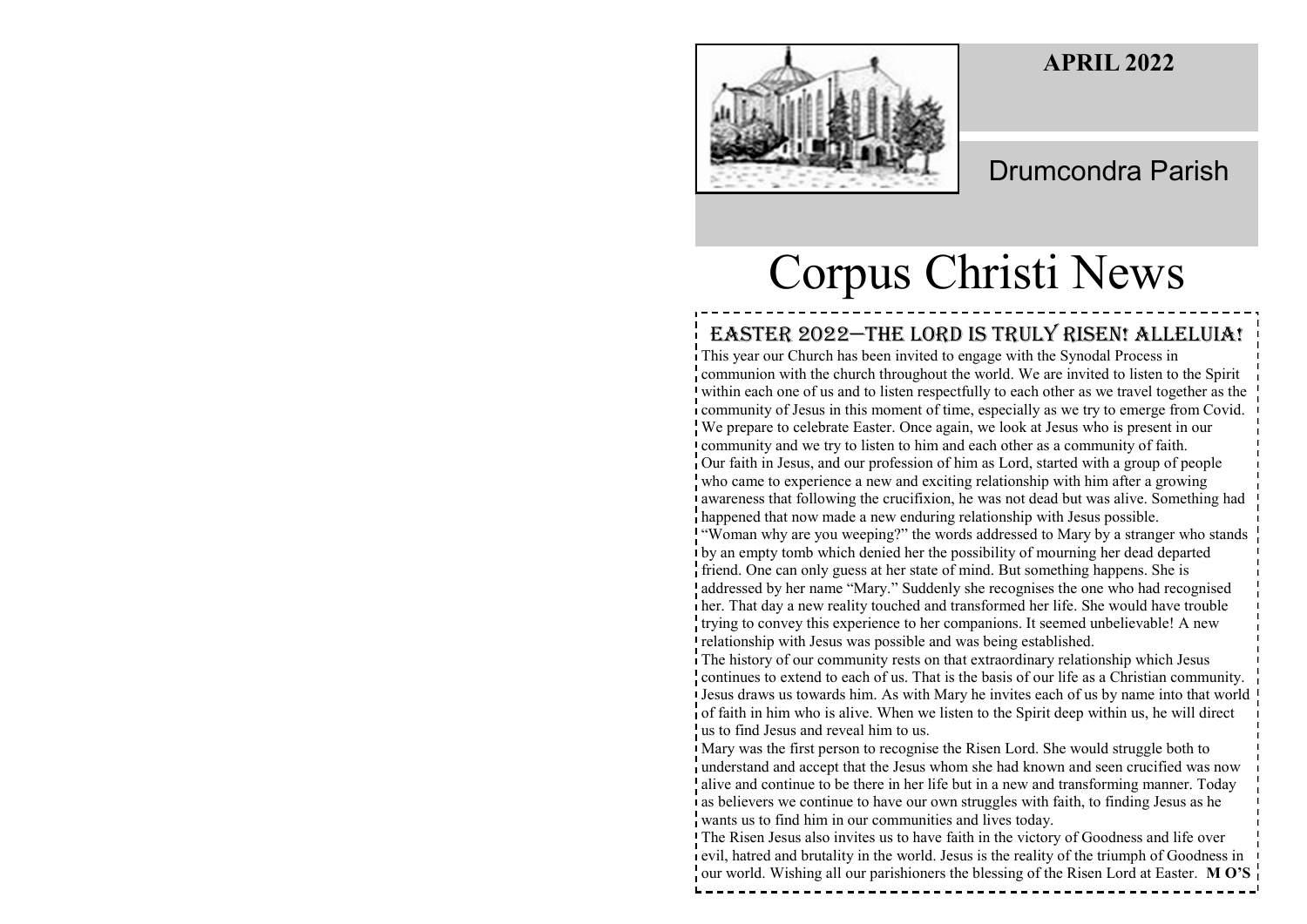**APRIL 2022**

Drumcondra Parish

# Corpus Christi News

## EASTER 2022—THE LORD IS TRULY RISEN! ALLELUIA!

This year our Church has been invited to engage with the Synodal Process in communion with the church throughout the world. We are invited to listen to the Spirit within each one of us and to listen respectfully to each other as we travel together as the community of Jesus in this moment of time, especially as we try to emerge from Covid. We prepare to celebrate Easter. Once again, we look at Jesus who is present in our community and we try to listen to him and each other as a community of faith.

Our faith in Jesus, and our profession of him as Lord, started with a group of people who came to experience a new and exciting relationship with him after a growing awareness that following the crucifixion, he was not dead but was alive. Something had happened that now made a new enduring relationship with Jesus possible.

"Woman why are you weeping?" the words addressed to Mary by a stranger who stands by an empty tomb which denied her the possibility of mourning her dead departed friend. One can only guess at her state of mind. But something happens. She is addressed by her name "Mary." Suddenly she recognises the one who had recognised her. That day a new reality touched and transformed her life. She would have trouble trying to convey this experience to her companions. It seemed unbelievable! A new relationship with Jesus was possible and was being established.

The history of our community rests on that extraordinary relationship which Jesus continues to extend to each of us. That is the basis of our life as a Christian community. Jesus draws us towards him. As with Mary he invites each of us by name into that world of faith in him who is alive. When we listen to the Spirit deep within us, he will direct us to find Jesus and reveal him to us.

Mary was the first person to recognise the Risen Lord. She would struggle both to understand and accept that the Jesus whom she had known and seen crucified was now alive and continue to be there in her life but in a new and transforming manner. Today as believers we continue to have our own struggles with faith, to finding Jesus as he wants us to find him in our communities and lives today.

The Risen Jesus also invites us to have faith in the victory of Goodness and life over evil, hatred and brutality in the world. Jesus is the reality of the triumph of Goodness in our world. Wishing all our parishioners the blessing of the Risen Lord at Easter. **M O'S**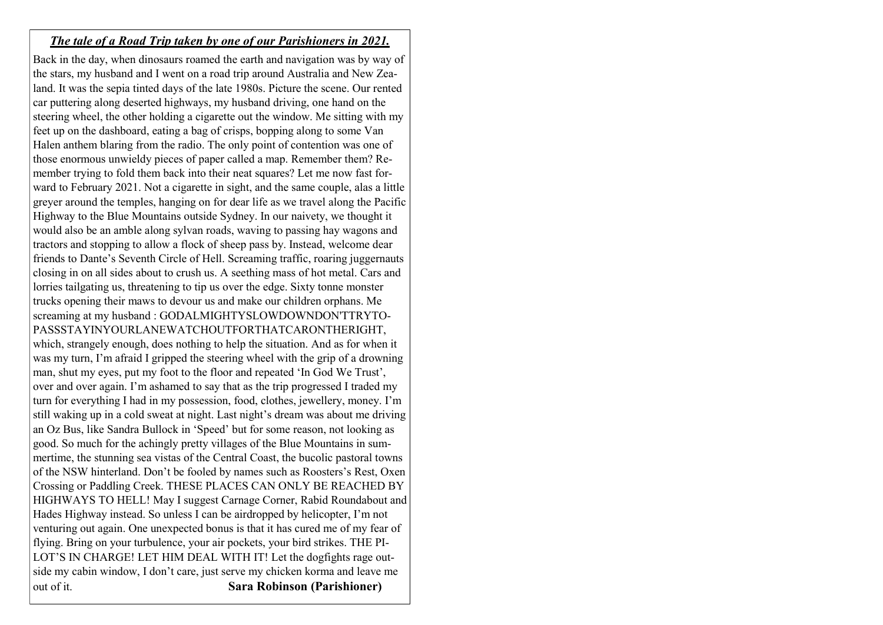***The tale of a Road Trip taken by one of our Parishioners in 2021.***

Back in the day, when dinosaurs roamed the earth and navigation was by way of the stars, my husband and I went on a road trip around Australia and New Zealand. It was the sepia tinted days of the late 1980s. Picture the scene. Our rented car puttering along deserted highways, my husband driving, one hand on the steering wheel, the other holding a cigarette out the window. Me sitting with my feet up on the dashboard, eating a bag of crisps, bopping along to some Van Halen anthem blaring from the radio. The only point of contention was one of those enormous unwieldy pieces of paper called a map. Remember them? Remember trying to fold them back into their neat squares? Let me now fast forward to February 2021. Not a cigarette in sight, and the same couple, alas a little greyer around the temples, hanging on for dear life as we travel along the Pacific Highway to the Blue Mountains outside Sydney. In our naivety, we thought it would also be an amble along sylvan roads, waving to passing hay wagons and tractors and stopping to allow a flock of sheep pass by. Instead, welcome dear friends to Dante's Seventh Circle of Hell. Screaming traffic, roaring juggernauts closing in on all sides about to crush us. A seething mass of hot metal. Cars and lorries tailgating us, threatening to tip us over the edge. Sixty tonne monster trucks opening their maws to devour us and make our children orphans. Me screaming at my husband : GODALMIGHTYSLOWDOWNDON'TTRYTO-PASSSTAYINYOURLANEWATCHOUTFORTHATCARONTHERIGHT, which, strangely enough, does nothing to help the situation. And as for when it was my turn, I'm afraid I gripped the steering wheel with the grip of a drowning man, shut my eyes, put my foot to the floor and repeated 'In God We Trust', over and over again. I'm ashamed to say that as the trip progressed I traded my turn for everything I had in my possession, food, clothes, jewellery, money. I'm still waking up in a cold sweat at night. Last night's dream was about me driving an Oz Bus, like Sandra Bullock in 'Speed' but for some reason, not looking as good. So much for the achingly pretty villages of the Blue Mountains in summertime, the stunning sea vistas of the Central Coast, the bucolic pastoral towns of the NSW hinterland. Don't be fooled by names such as Roosters's Rest, Oxen Crossing or Paddling Creek. THESE PLACES CAN ONLY BE REACHED BY HIGHWAYS TO HELL! May I suggest Carnage Corner, Rabid Roundabout and Hades Highway instead. So unless I can be airdropped by helicopter, I'm not venturing out again. One unexpected bonus is that it has cured me of my fear of flying. Bring on your turbulence, your air pockets, your bird strikes. THE PILOT'S IN CHARGE! LET HIM DEAL WITH IT! Let the dogfights rage outside my cabin window, I don't care, just serve my chicken korma and leave me out of it.

**Sara Robinson (Parishioner)**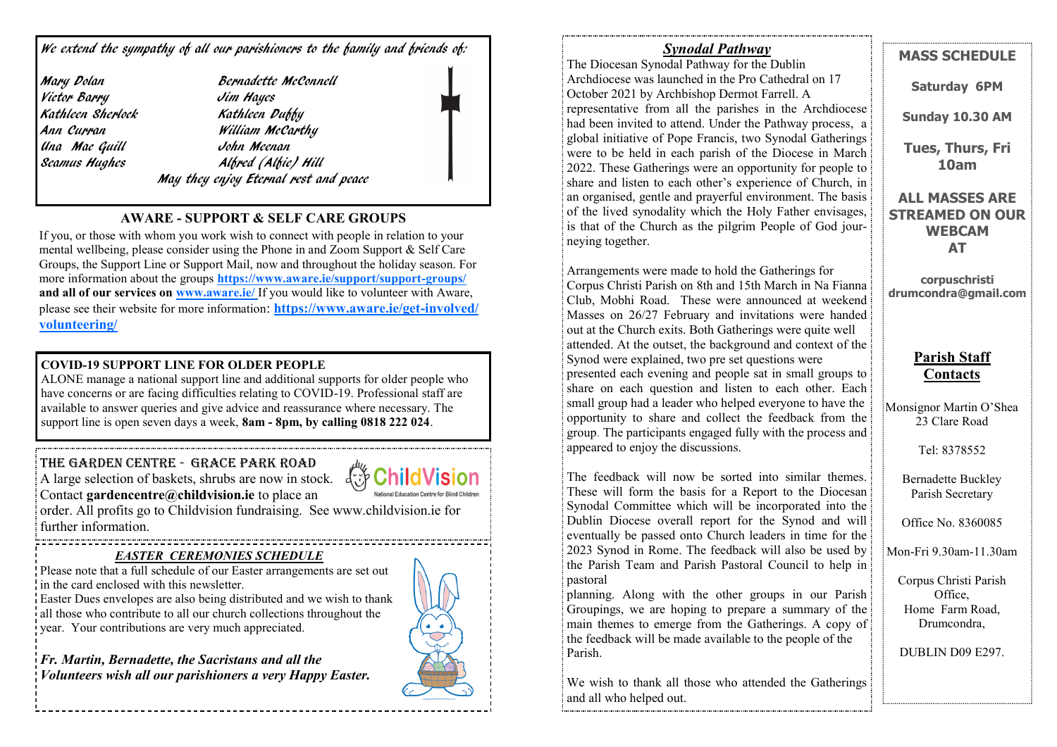*We extend the sympathy of all our parishioners to the family and friends of:*

| | |
|---|---|
| *Mary Dolan* | *Bernadette McConnell* |
| *Victor Barry* | *Jim Hayes* |
| *Kathleen Sherlock* | *Kathleen Duffy* |
| *Ann Curran* | *William McCarthy* |
| *Una Mac Quill* | *John Meenan* |
| *Seamus Hughes* | *Alfred (Alfie) Hill* |

*May they enjoy Eternal rest and peace*

## AWARE - SUPPORT & SELF CARE GROUPS

If you, or those with whom you work wish to connect with people in relation to your mental wellbeing, please consider using the Phone in and Zoom Support & Self Care Groups, the Support Line or Support Mail, now and throughout the holiday season. For more information about the groups **https://www.aware.ie/support/support-groups/ and all of our services on www.aware.ie/** If you would like to volunteer with Aware, please see their website for more information: **https://www.aware.ie/get-involved/volunteering/**

## COVID-19 SUPPORT LINE FOR OLDER PEOPLE

ALONE manage a national support line and additional supports for older people who have concerns or are facing difficulties relating to COVID-19. Professional staff are available to answer queries and give advice and reassurance where necessary. The support line is open seven days a week, **8am - 8pm, by calling 0818 222 024**.

## THE GARDEN CENTRE - GRACE PARK ROAD

A large selection of baskets, shrubs are now in stock. Contact **gardencentre@childvision.ie** to place an order. All profits go to Childvision fundraising. See www.childvision.ie for further information.

ChildVision
National Education Centre for Blind Children

## *EASTER CEREMONIES SCHEDULE*

Please note that a full schedule of our Easter arrangements are set out in the card enclosed with this newsletter.

Easter Dues envelopes are also being distributed and we wish to thank all those who contribute to all our church collections throughout the year. Your contributions are very much appreciated.

***Fr. Martin, Bernadette, the Sacristans and all the Volunteers wish all our parishioners a very Happy Easter.***

## *Synodal Pathway*

The Diocesan Synodal Pathway for the Dublin Archdiocese was launched in the Pro Cathedral on 17 October 2021 by Archbishop Dermot Farrell. A representative from all the parishes in the Archdiocese had been invited to attend. Under the Pathway process, a global initiative of Pope Francis, two Synodal Gatherings were to be held in each parish of the Diocese in March 2022. These Gatherings were an opportunity for people to share and listen to each other's experience of Church, in an organised, gentle and prayerful environment. The basis of the lived synodality which the Holy Father envisages, is that of the Church as the pilgrim People of God journeying together.

Arrangements were made to hold the Gatherings for Corpus Christi Parish on 8th and 15th March in Na Fianna Club, Mobhi Road. These were announced at weekend Masses on 26/27 February and invitations were handed out at the Church exits. Both Gatherings were quite well attended. At the outset, the background and context of the Synod were explained, two pre set questions were presented each evening and people sat in small groups to share on each question and listen to each other. Each small group had a leader who helped everyone to have the opportunity to share and collect the feedback from the group. The participants engaged fully with the process and appeared to enjoy the discussions.

The feedback will now be sorted into similar themes. These will form the basis for a Report to the Diocesan Synodal Committee which will be incorporated into the Dublin Diocese overall report for the Synod and will eventually be passed onto Church leaders in time for the 2023 Synod in Rome. The feedback will also be used by the Parish Team and Parish Pastoral Council to help in pastoral planning. Along with the other groups in our Parish Groupings, we are hoping to prepare a summary of the main themes to emerge from the Gatherings. A copy of the feedback will be made available to the people of the Parish.

We wish to thank all those who attended the Gatherings and all who helped out.

## MASS SCHEDULE

**Saturday 6PM**

**Sunday 10.30 AM**

**Tues, Thurs, Fri 10am**

**ALL MASSES ARE STREAMED ON OUR WEBCAM AT**

**corpuschristi drumcondra@gmail.com**

## Parish Staff Contacts

Monsignor Martin O'Shea
23 Clare Road

Tel: 8378552

Bernadette Buckley
Parish Secretary

Office No. 8360085

Mon-Fri 9.30am-11.30am

Corpus Christi Parish Office,
Home Farm Road,
Drumcondra,

DUBLIN D09 E297.